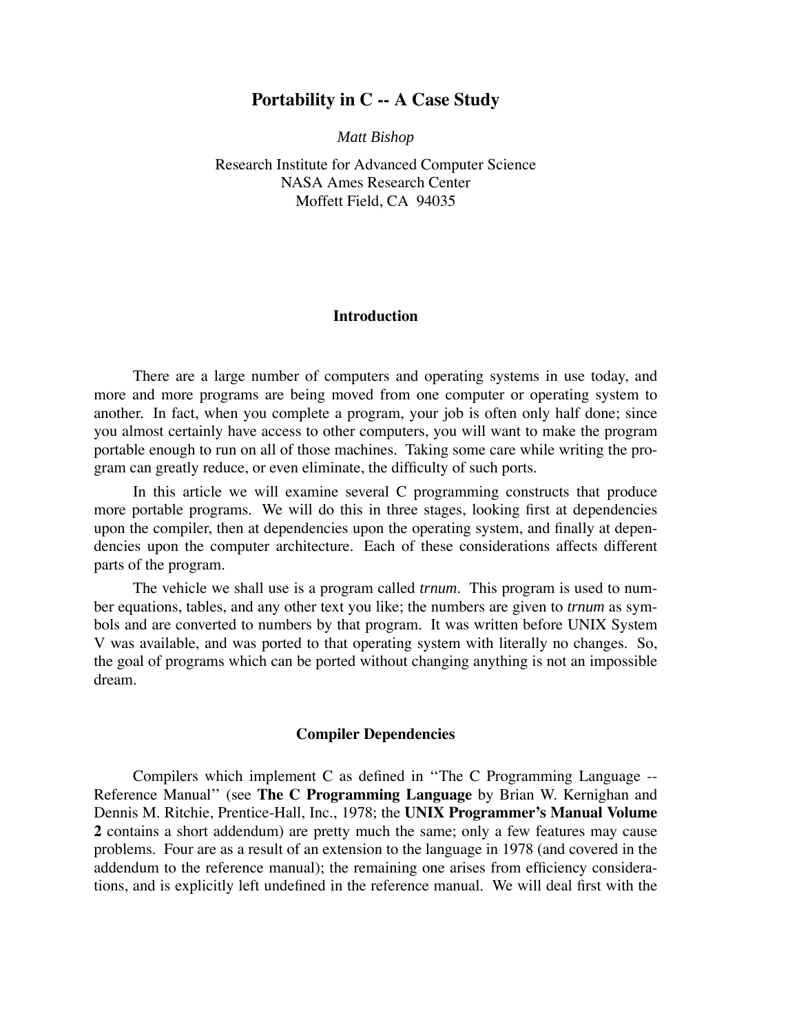# Portability in C -- A Case Study

*Matt Bishop*

Research Institute for Advanced Computer Science
NASA Ames Research Center
Moffett Field, CA 94035

## Introduction

There are a large number of computers and operating systems in use today, and more and more programs are being moved from one computer or operating system to another. In fact, when you complete a program, your job is often only half done; since you almost certainly have access to other computers, you will want to make the program portable enough to run on all of those machines. Taking some care while writing the program can greatly reduce, or even eliminate, the difficulty of such ports.

In this article we will examine several C programming constructs that produce more portable programs. We will do this in three stages, looking first at dependencies upon the compiler, then at dependencies upon the operating system, and finally at dependencies upon the computer architecture. Each of these considerations affects different parts of the program.

The vehicle we shall use is a program called *trnum*. This program is used to number equations, tables, and any other text you like; the numbers are given to *trnum* as symbols and are converted to numbers by that program. It was written before UNIX System V was available, and was ported to that operating system with literally no changes. So, the goal of programs which can be ported without changing anything is not an impossible dream.

## Compiler Dependencies

Compilers which implement C as defined in ''The C Programming Language -- Reference Manual'' (see **The C Programming Language** by Brian W. Kernighan and Dennis M. Ritchie, Prentice-Hall, Inc., 1978; the **UNIX Programmer's Manual Volume 2** contains a short addendum) are pretty much the same; only a few features may cause problems. Four are as a result of an extension to the language in 1978 (and covered in the addendum to the reference manual); the remaining one arises from efficiency considerations, and is explicitly left undefined in the reference manual. We will deal first with the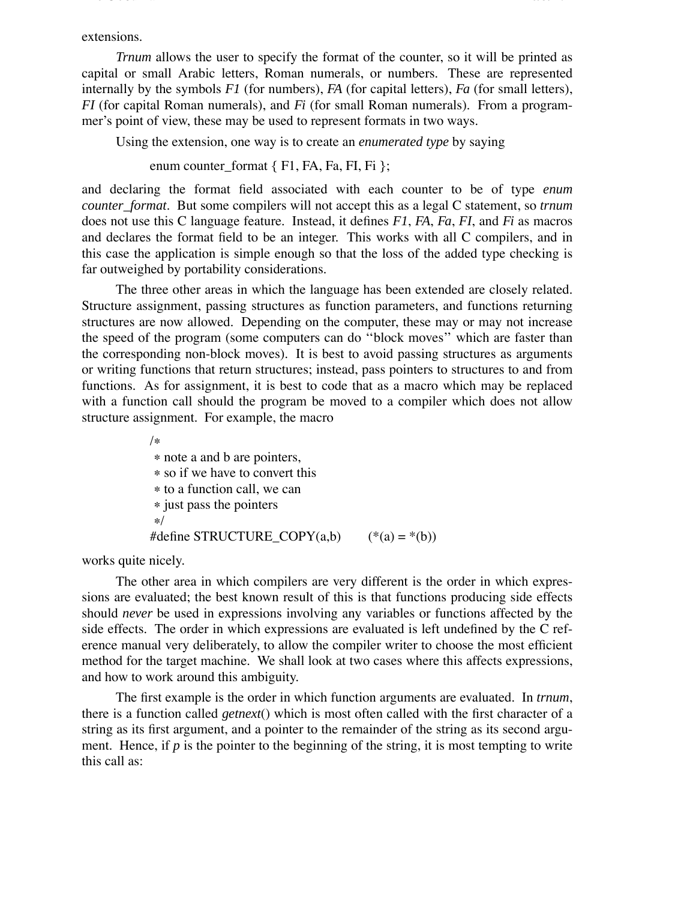extensions.

*Trnum* allows the user to specify the format of the counter, so it will be printed as capital or small Arabic letters, Roman numerals, or numbers. These are represented internally by the symbols *F1* (for numbers), *FA* (for capital letters), *Fa* (for small letters), *FI* (for capital Roman numerals), and *Fi* (for small Roman numerals). From a programmer's point of view, these may be used to represent formats in two ways.

Using the extension, one way is to create an *enumerated type* by saying

```
enum counter_format { F1, FA, Fa, FI, Fi };
```

and declaring the format field associated with each counter to be of type *enum counter_format*. But some compilers will not accept this as a legal C statement, so *trnum* does not use this C language feature. Instead, it defines *F1*, *FA*, *Fa*, *FI*, and *Fi* as macros and declares the format field to be an integer. This works with all C compilers, and in this case the application is simple enough so that the loss of the added type checking is far outweighed by portability considerations.

The three other areas in which the language has been extended are closely related. Structure assignment, passing structures as function parameters, and functions returning structures are now allowed. Depending on the computer, these may or may not increase the speed of the program (some computers can do ''block moves'' which are faster than the corresponding non-block moves). It is best to avoid passing structures as arguments or writing functions that return structures; instead, pass pointers to structures to and from functions. As for assignment, it is best to code that as a macro which may be replaced with a function call should the program be moved to a compiler which does not allow structure assignment. For example, the macro

```
/*
 * note a and b are pointers,
 * so if we have to convert this
 * to a function call, we can
 * just pass the pointers
 */
#define STRUCTURE_COPY(a,b)       (*(a) = *(b))
```

works quite nicely.

The other area in which compilers are very different is the order in which expressions are evaluated; the best known result of this is that functions producing side effects should *never* be used in expressions involving any variables or functions affected by the side effects. The order in which expressions are evaluated is left undefined by the C reference manual very deliberately, to allow the compiler writer to choose the most efficient method for the target machine. We shall look at two cases where this affects expressions, and how to work around this ambiguity.

The first example is the order in which function arguments are evaluated. In *trnum*, there is a function called *getnext*() which is most often called with the first character of a string as its first argument, and a pointer to the remainder of the string as its second argument. Hence, if *p* is the pointer to the beginning of the string, it is most tempting to write this call as: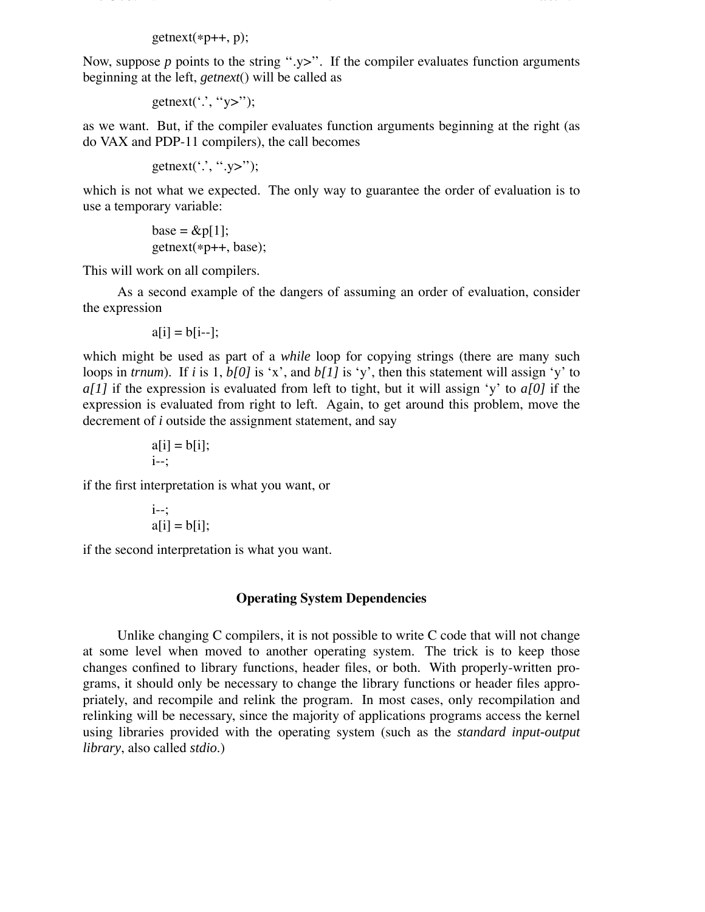```
getnext(*p++, p);
```

Now, suppose *p* points to the string ``.y>''. If the compiler evaluates function arguments beginning at the left, *getnext*() will be called as

```
getnext('.', "y>");
```

as we want. But, if the compiler evaluates function arguments beginning at the right (as do VAX and PDP-11 compilers), the call becomes

```
getnext('.', ".y>");
```

which is not what we expected. The only way to guarantee the order of evaluation is to use a temporary variable:

```
base = &p[1];
getnext(*p++, base);
```

This will work on all compilers.

As a second example of the dangers of assuming an order of evaluation, consider the expression

```
a[i] = b[i--];
```

which might be used as part of a *while* loop for copying strings (there are many such loops in *trnum*). If *i* is 1, *b[0]* is 'x', and *b[1]* is 'y', then this statement will assign 'y' to *a[1]* if the expression is evaluated from left to tight, but it will assign 'y' to *a[0]* if the expression is evaluated from right to left. Again, to get around this problem, move the decrement of *i* outside the assignment statement, and say

```
a[i] = b[i];
i--;
```

if the first interpretation is what you want, or

```
i--;
a[i] = b[i];
```

if the second interpretation is what you want.

## Operating System Dependencies

Unlike changing C compilers, it is not possible to write C code that will not change at some level when moved to another operating system. The trick is to keep those changes confined to library functions, header files, or both. With properly-written programs, it should only be necessary to change the library functions or header files appropriately, and recompile and relink the program. In most cases, only recompilation and relinking will be necessary, since the majority of applications programs access the kernel using libraries provided with the operating system (such as the *standard input-output library*, also called *stdio*.)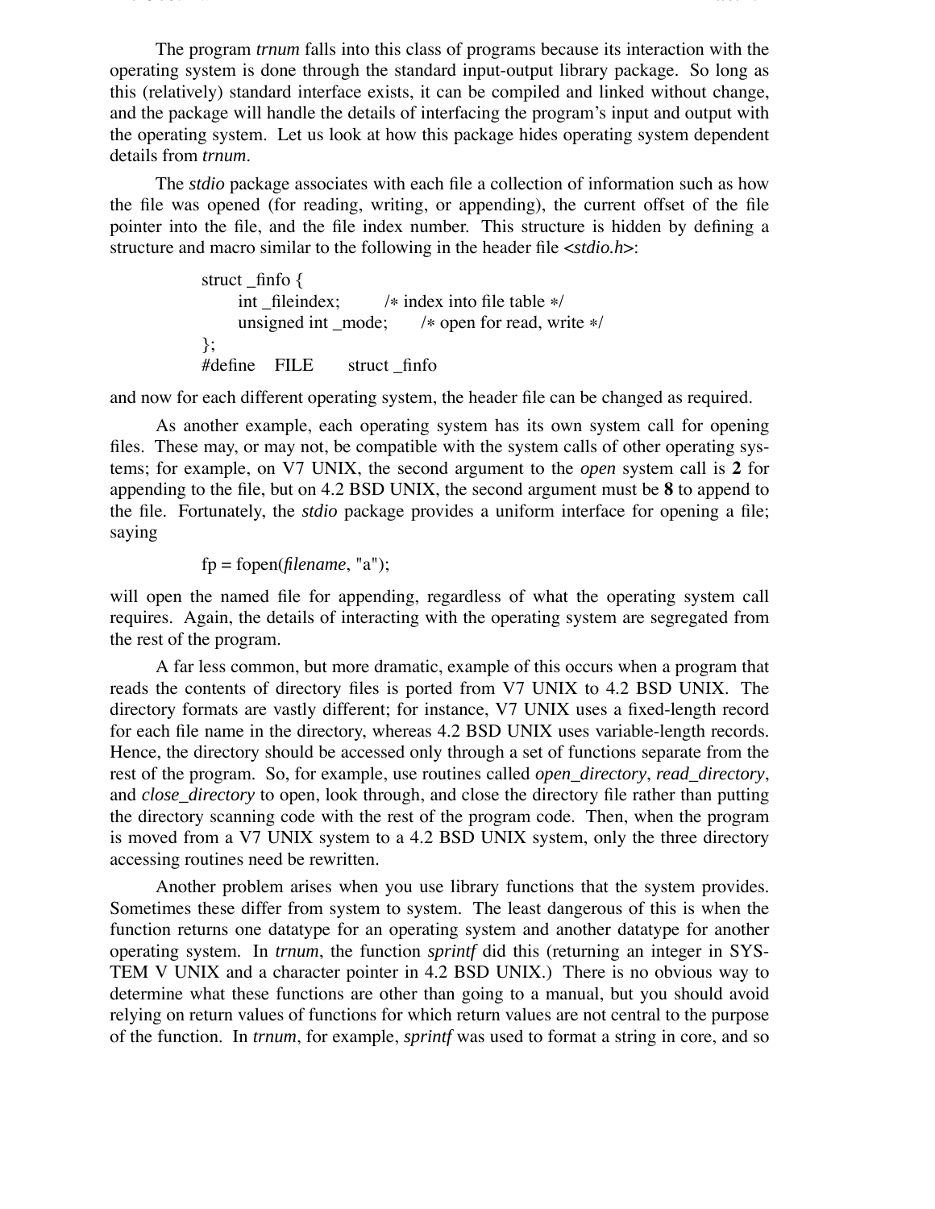The program *trnum* falls into this class of programs because its interaction with the operating system is done through the standard input-output library package. So long as this (relatively) standard interface exists, it can be compiled and linked without change, and the package will handle the details of interfacing the program's input and output with the operating system. Let us look at how this package hides operating system dependent details from *trnum*.

The *stdio* package associates with each file a collection of information such as how the file was opened (for reading, writing, or appending), the current offset of the file pointer into the file, and the file index number. This structure is hidden by defining a structure and macro similar to the following in the header file <*stdio.h*>:

```
struct _finfo {
      int _fileindex;        /* index into file table */
      unsigned int _mode;      /* open for read, write */
};
#define   FILE      struct _finfo
```

and now for each different operating system, the header file can be changed as required.

As another example, each operating system has its own system call for opening files. These may, or may not, be compatible with the system calls of other operating systems; for example, on V7 UNIX, the second argument to the *open* system call is **2** for appending to the file, but on 4.2 BSD UNIX, the second argument must be **8** to append to the file. Fortunately, the *stdio* package provides a uniform interface for opening a file; saying

```
fp = fopen(filename, "a");
```

will open the named file for appending, regardless of what the operating system call requires. Again, the details of interacting with the operating system are segregated from the rest of the program.

A far less common, but more dramatic, example of this occurs when a program that reads the contents of directory files is ported from V7 UNIX to 4.2 BSD UNIX. The directory formats are vastly different; for instance, V7 UNIX uses a fixed-length record for each file name in the directory, whereas 4.2 BSD UNIX uses variable-length records. Hence, the directory should be accessed only through a set of functions separate from the rest of the program. So, for example, use routines called *open_directory*, *read_directory*, and *close_directory* to open, look through, and close the directory file rather than putting the directory scanning code with the rest of the program code. Then, when the program is moved from a V7 UNIX system to a 4.2 BSD UNIX system, only the three directory accessing routines need be rewritten.

Another problem arises when you use library functions that the system provides. Sometimes these differ from system to system. The least dangerous of this is when the function returns one datatype for an operating system and another datatype for another operating system. In *trnum*, the function *sprintf* did this (returning an integer in SYSTEM V UNIX and a character pointer in 4.2 BSD UNIX.) There is no obvious way to determine what these functions are other than going to a manual, but you should avoid relying on return values of functions for which return values are not central to the purpose of the function. In *trnum*, for example, *sprintf* was used to format a string in core, and so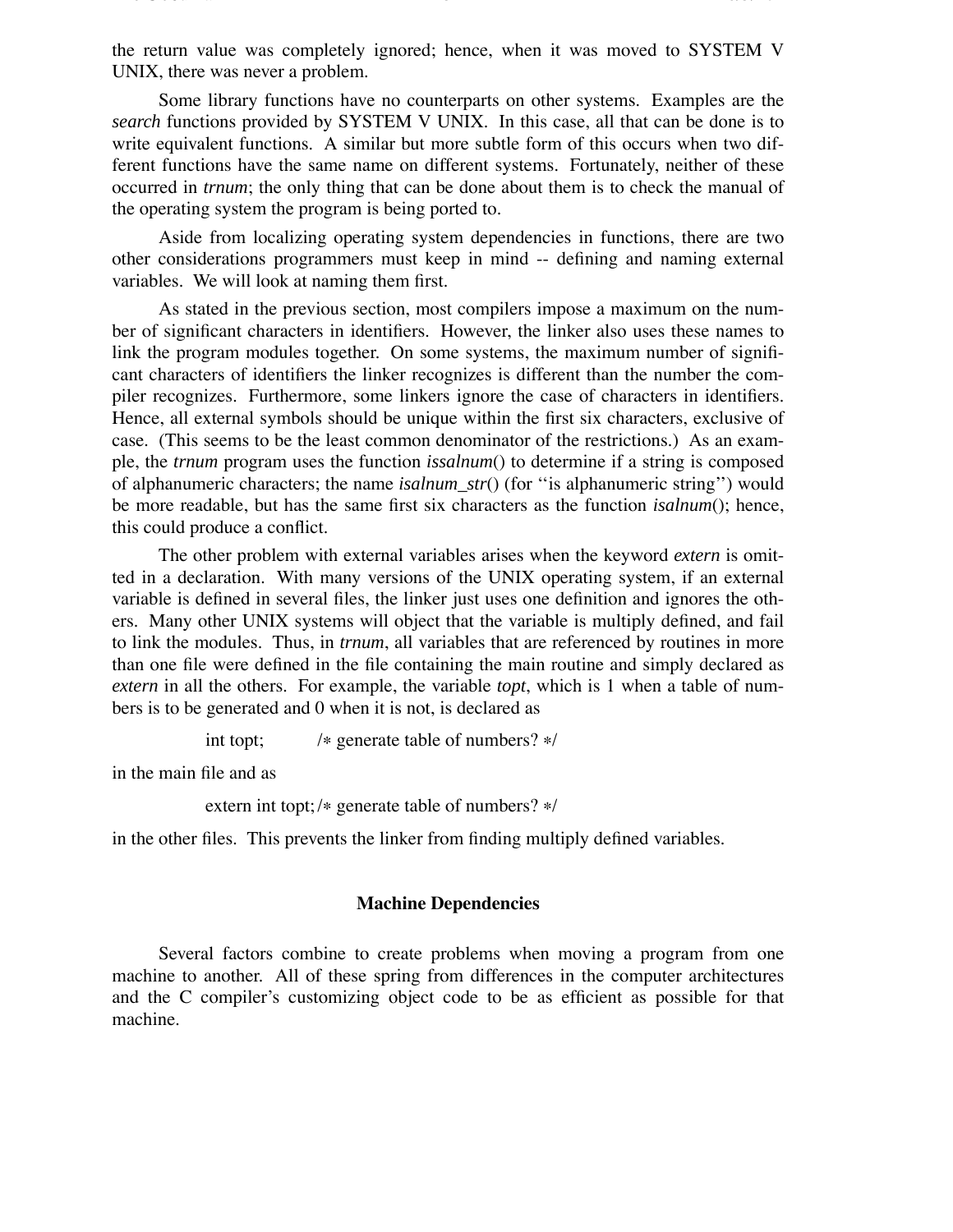the return value was completely ignored; hence, when it was moved to SYSTEM V UNIX, there was never a problem.

Some library functions have no counterparts on other systems. Examples are the *search* functions provided by SYSTEM V UNIX. In this case, all that can be done is to write equivalent functions. A similar but more subtle form of this occurs when two different functions have the same name on different systems. Fortunately, neither of these occurred in *trnum*; the only thing that can be done about them is to check the manual of the operating system the program is being ported to.

Aside from localizing operating system dependencies in functions, there are two other considerations programmers must keep in mind -- defining and naming external variables. We will look at naming them first.

As stated in the previous section, most compilers impose a maximum on the number of significant characters in identifiers. However, the linker also uses these names to link the program modules together. On some systems, the maximum number of significant characters of identifiers the linker recognizes is different than the number the compiler recognizes. Furthermore, some linkers ignore the case of characters in identifiers. Hence, all external symbols should be unique within the first six characters, exclusive of case. (This seems to be the least common denominator of the restrictions.) As an example, the *trnum* program uses the function *issalnum*() to determine if a string is composed of alphanumeric characters; the name *isalnum_str*() (for ''is alphanumeric string'') would be more readable, but has the same first six characters as the function *isalnum*(); hence, this could produce a conflict.

The other problem with external variables arises when the keyword *extern* is omitted in a declaration. With many versions of the UNIX operating system, if an external variable is defined in several files, the linker just uses one definition and ignores the others. Many other UNIX systems will object that the variable is multiply defined, and fail to link the modules. Thus, in *trnum*, all variables that are referenced by routines in more than one file were defined in the file containing the main routine and simply declared as *extern* in all the others. For example, the variable *topt*, which is 1 when a table of numbers is to be generated and 0 when it is not, is declared as

```
int topt;        /* generate table of numbers? */
```

in the main file and as

```
extern int topt; /* generate table of numbers? */
```

in the other files. This prevents the linker from finding multiply defined variables.

## Machine Dependencies

Several factors combine to create problems when moving a program from one machine to another. All of these spring from differences in the computer architectures and the C compiler's customizing object code to be as efficient as possible for that machine.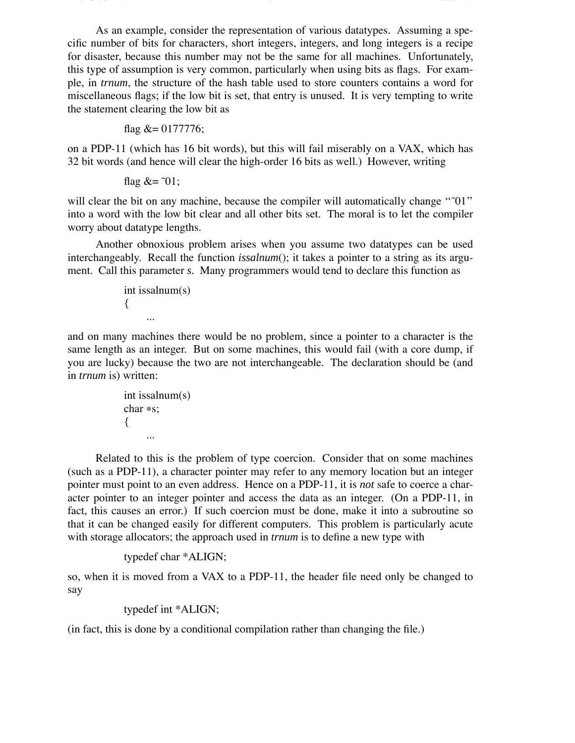As an example, consider the representation of various datatypes. Assuming a specific number of bits for characters, short integers, integers, and long integers is a recipe for disaster, because this number may not be the same for all machines. Unfortunately, this type of assumption is very common, particularly when using bits as flags. For example, in *trnum*, the structure of the hash table used to store counters contains a word for miscellaneous flags; if the low bit is set, that entry is unused. It is very tempting to write the statement clearing the low bit as

```
flag &= 0177776;
```

on a PDP-11 (which has 16 bit words), but this will fail miserably on a VAX, which has 32 bit words (and hence will clear the high-order 16 bits as well.) However, writing

```
flag &= ˜01;
```

will clear the bit on any machine, because the compiler will automatically change "˜01" into a word with the low bit clear and all other bits set. The moral is to let the compiler worry about datatype lengths.

Another obnoxious problem arises when you assume two datatypes can be used interchangeably. Recall the function *issalnum*(); it takes a pointer to a string as its argument. Call this parameter *s*. Many programmers would tend to declare this function as

```
int issalnum(s)
{
        ...
```

and on many machines there would be no problem, since a pointer to a character is the same length as an integer. But on some machines, this would fail (with a core dump, if you are lucky) because the two are not interchangeable. The declaration should be (and in *trnum* is) written:

```
int issalnum(s)
char *s;
{
        ...
```

Related to this is the problem of type coercion. Consider that on some machines (such as a PDP-11), a character pointer may refer to any memory location but an integer pointer must point to an even address. Hence on a PDP-11, it is *not* safe to coerce a character pointer to an integer pointer and access the data as an integer. (On a PDP-11, in fact, this causes an error.) If such coercion must be done, make it into a subroutine so that it can be changed easily for different computers. This problem is particularly acute with storage allocators; the approach used in *trnum* is to define a new type with

```
typedef char *ALIGN;
```

so, when it is moved from a VAX to a PDP-11, the header file need only be changed to say

```
typedef int *ALIGN;
```

(in fact, this is done by a conditional compilation rather than changing the file.)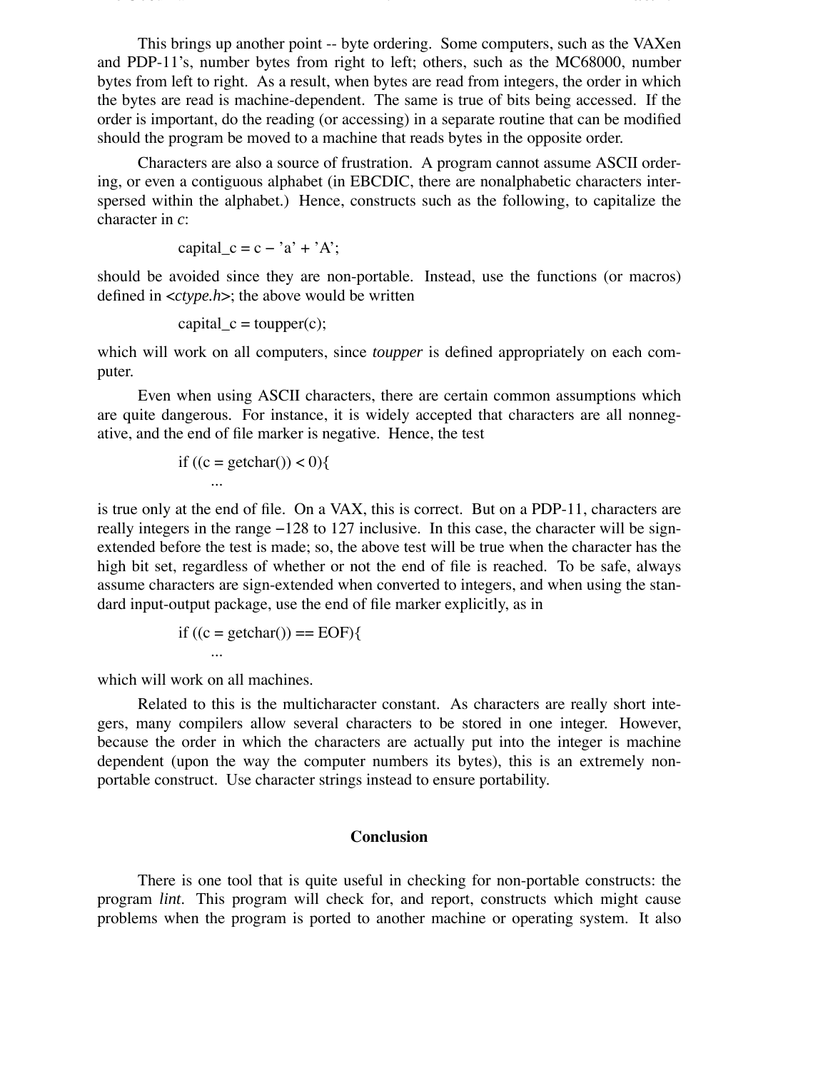This brings up another point -- byte ordering. Some computers, such as the VAXen and PDP-11's, number bytes from right to left; others, such as the MC68000, number bytes from left to right. As a result, when bytes are read from integers, the order in which the bytes are read is machine-dependent. The same is true of bits being accessed. If the order is important, do the reading (or accessing) in a separate routine that can be modified should the program be moved to a machine that reads bytes in the opposite order.

Characters are also a source of frustration. A program cannot assume ASCII ordering, or even a contiguous alphabet (in EBCDIC, there are nonalphabetic characters interspersed within the alphabet.) Hence, constructs such as the following, to capitalize the character in *c*:

```
capital_c = c - 'a' + 'A';
```

should be avoided since they are non-portable. Instead, use the functions (or macros) defined in <*ctype.h*>; the above would be written

```
capital_c = toupper(c);
```

which will work on all computers, since *toupper* is defined appropriately on each computer.

Even when using ASCII characters, there are certain common assumptions which are quite dangerous. For instance, it is widely accepted that characters are all nonnegative, and the end of file marker is negative. Hence, the test

```
if ((c = getchar()) < 0){
        ...
```

is true only at the end of file. On a VAX, this is correct. But on a PDP-11, characters are really integers in the range −128 to 127 inclusive. In this case, the character will be sign-extended before the test is made; so, the above test will be true when the character has the high bit set, regardless of whether or not the end of file is reached. To be safe, always assume characters are sign-extended when converted to integers, and when using the standard input-output package, use the end of file marker explicitly, as in

```
if ((c = getchar()) == EOF){
        ...
```

which will work on all machines.

Related to this is the multicharacter constant. As characters are really short integers, many compilers allow several characters to be stored in one integer. However, because the order in which the characters are actually put into the integer is machine dependent (upon the way the computer numbers its bytes), this is an extremely non-portable construct. Use character strings instead to ensure portability.

## Conclusion

There is one tool that is quite useful in checking for non-portable constructs: the program *lint*. This program will check for, and report, constructs which might cause problems when the program is ported to another machine or operating system. It also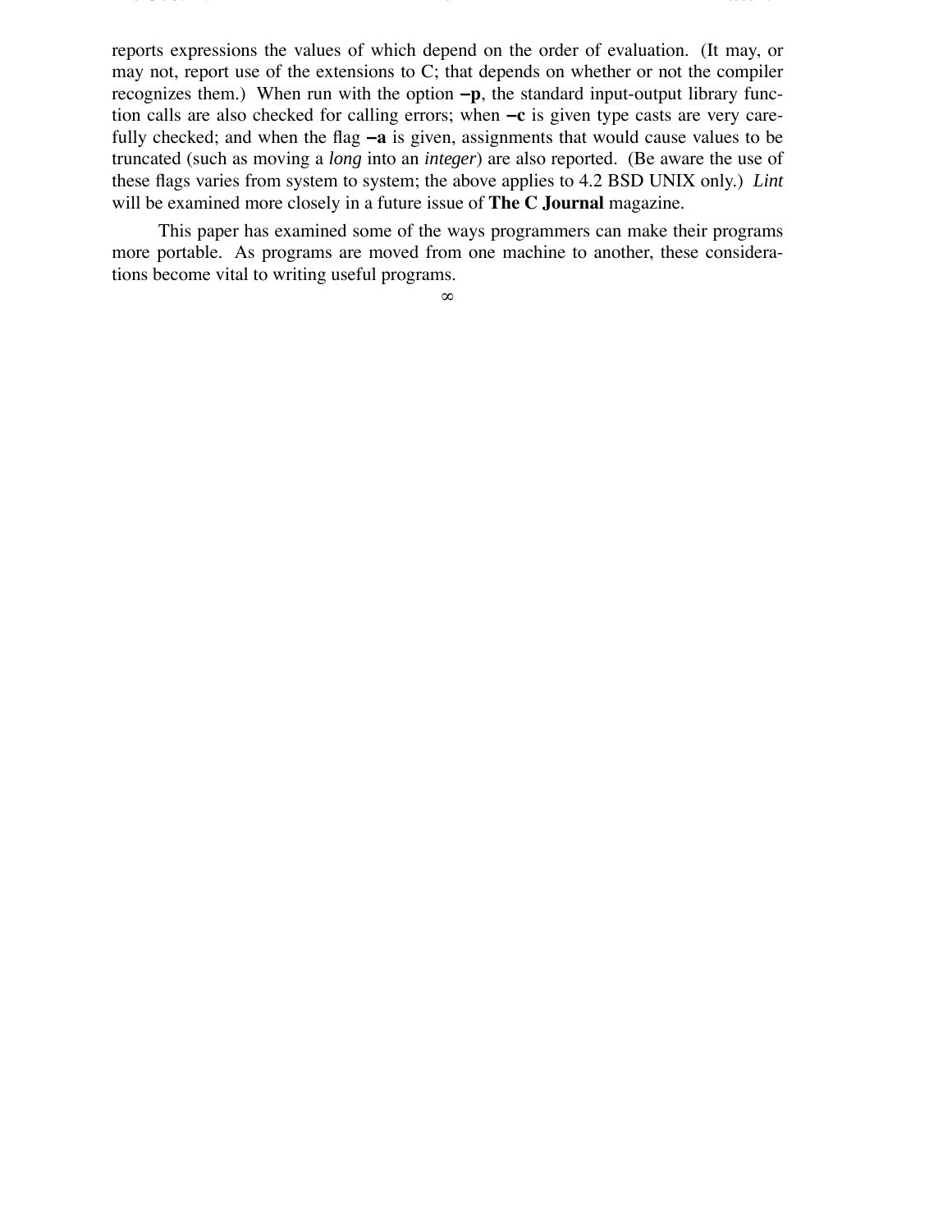reports expressions the values of which depend on the order of evaluation. (It may, or may not, report use of the extensions to C; that depends on whether or not the compiler recognizes them.) When run with the option **−p**, the standard input-output library function calls are also checked for calling errors; when **−c** is given type casts are very carefully checked; and when the flag **−a** is given, assignments that would cause values to be truncated (such as moving a *long* into an *integer*) are also reported. (Be aware the use of these flags varies from system to system; the above applies to 4.2 BSD UNIX only.) *Lint* will be examined more closely in a future issue of **The C Journal** magazine.

This paper has examined some of the ways programmers can make their programs more portable. As programs are moved from one machine to another, these considerations become vital to writing useful programs.

∞